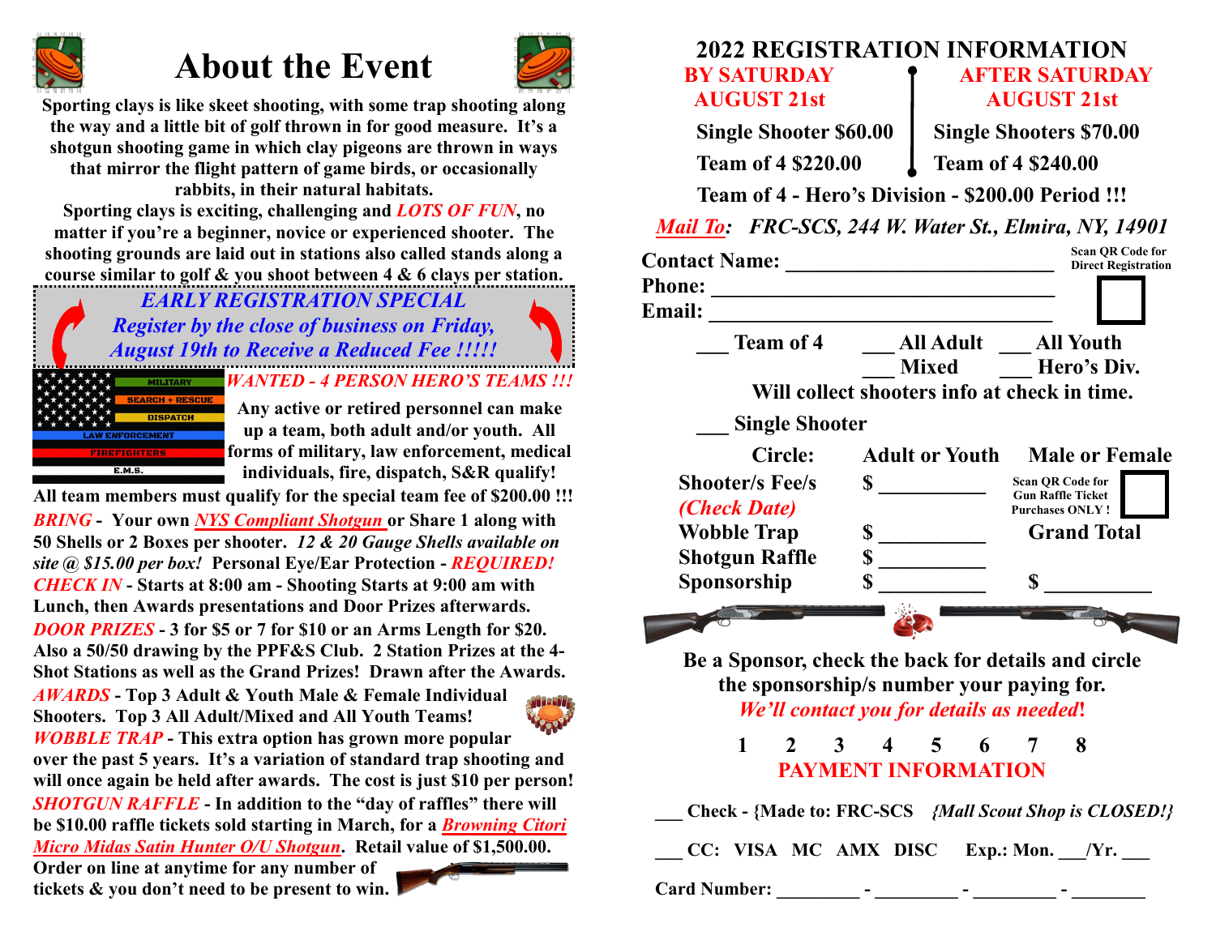# About the Event

**Sporting clays is like skeet shooting, with some trap shooting along the way and a little bit of golf thrown in for good measure. It's a shotgun shooting game in which clay pigeons are thrown in ways that mirror the flight pattern of game birds, or occasionally rabbits, in their natural habitats.**

**Sporting clays is exciting, challenging and *LOTS OF FUN*, no matter if you're a beginner, novice or experienced shooter. The shooting grounds are laid out in stations also called stands along a course similar to golf & you shoot between 4 & 6 clays per station.**

***EARLY REGISTRATION SPECIAL***
***Register by the close of business on Friday, August 19th to Receive a Reduced Fee !!!!!***

MILITARY
SEARCH + RESCUE
DISPATCH
LAW ENFORCEMENT
FIREFIGHTERS
E.M.S.

***WANTED - 4 PERSON HERO'S TEAMS !!!***

**Any active or retired personnel can make up a team, both adult and/or youth. All forms of military, law enforcement, medical individuals, fire, dispatch, S&R qualify!**

**All team members must qualify for the special team fee of $200.00 !!!**

***BRING*** **- Your own *NYS Compliant Shotgun* or Share 1 along with 50 Shells or 2 Boxes per shooter. *12 & 20 Gauge Shells available on site @ $15.00 per box!* Personal Eye/Ear Protection - *REQUIRED!***

***CHECK IN*** **- Starts at 8:00 am - Shooting Starts at 9:00 am with Lunch, then Awards presentations and Door Prizes afterwards.**

***DOOR PRIZES*** **- 3 for $5 or 7 for $10 or an Arms Length for $20. Also a 50/50 drawing by the PPF&S Club. 2 Station Prizes at the 4-Shot Stations as well as the Grand Prizes! Drawn after the Awards.**

***AWARDS*** **- Top 3 Adult & Youth Male & Female Individual Shooters. Top 3 All Adult/Mixed and All Youth Teams!**

***WOBBLE TRAP*** **- This extra option has grown more popular over the past 5 years. It's a variation of standard trap shooting and will once again be held after awards. The cost is just $10 per person!**

***SHOTGUN RAFFLE*** **- In addition to the "day of raffles" there will be $10.00 raffle tickets sold starting in March, for a *Browning Citori Micro Midas Satin Hunter O/U Shotgun*. Retail value of $1,500.00. Order on line at anytime for any number of tickets & you don't need to be present to win.**

# 2022 REGISTRATION INFORMATION

| BY SATURDAY AUGUST 21st | AFTER SATURDAY AUGUST 21st |
|---|---|
| Single Shooter $60.00 | Single Shooters $70.00 |
| Team of 4 $220.00 | Team of 4 $240.00 |

**Team of 4 - Hero's Division - $200.00 Period !!!**

***Mail To:*** ***FRC-SCS, 244 W. Water St., Elmira, NY, 14901***

**Contact Name:** ___________________________

**Phone:** ___________________________

**Email:** ___________________________

Scan QR Code for Direct Registration

**___ Team of 4** **___ All Adult** **___ All Youth**
**___ Mixed** **___ Hero's Div.**

**Will collect shooters info at check in time.**

**___ Single Shooter**

**Circle:** **Adult or Youth** **Male or Female**

**Shooter/s Fee/s** **$ __________**
***(Check Date)***

Scan QR Code for Gun Raffle Ticket Purchases ONLY !

**Wobble Trap** **$ __________**
**Shotgun Raffle** **$ __________**
**Sponsorship** **$ __________**

**Grand Total** **$ __________**

**Be a Sponsor, check the back for details and circle the sponsorship/s number your paying for.**
***We'll contact you for details as needed!***

**1 2 3 4 5 6 7 8**

## PAYMENT INFORMATION

**___ Check - {Made to: FRC-SCS** ***{Mall Scout Shop is CLOSED!}***

**___ CC: VISA MC AMX DISC** **Exp.: Mon. ___/Yr. ___**

**Card Number: _________ - _________ - _________ - ________**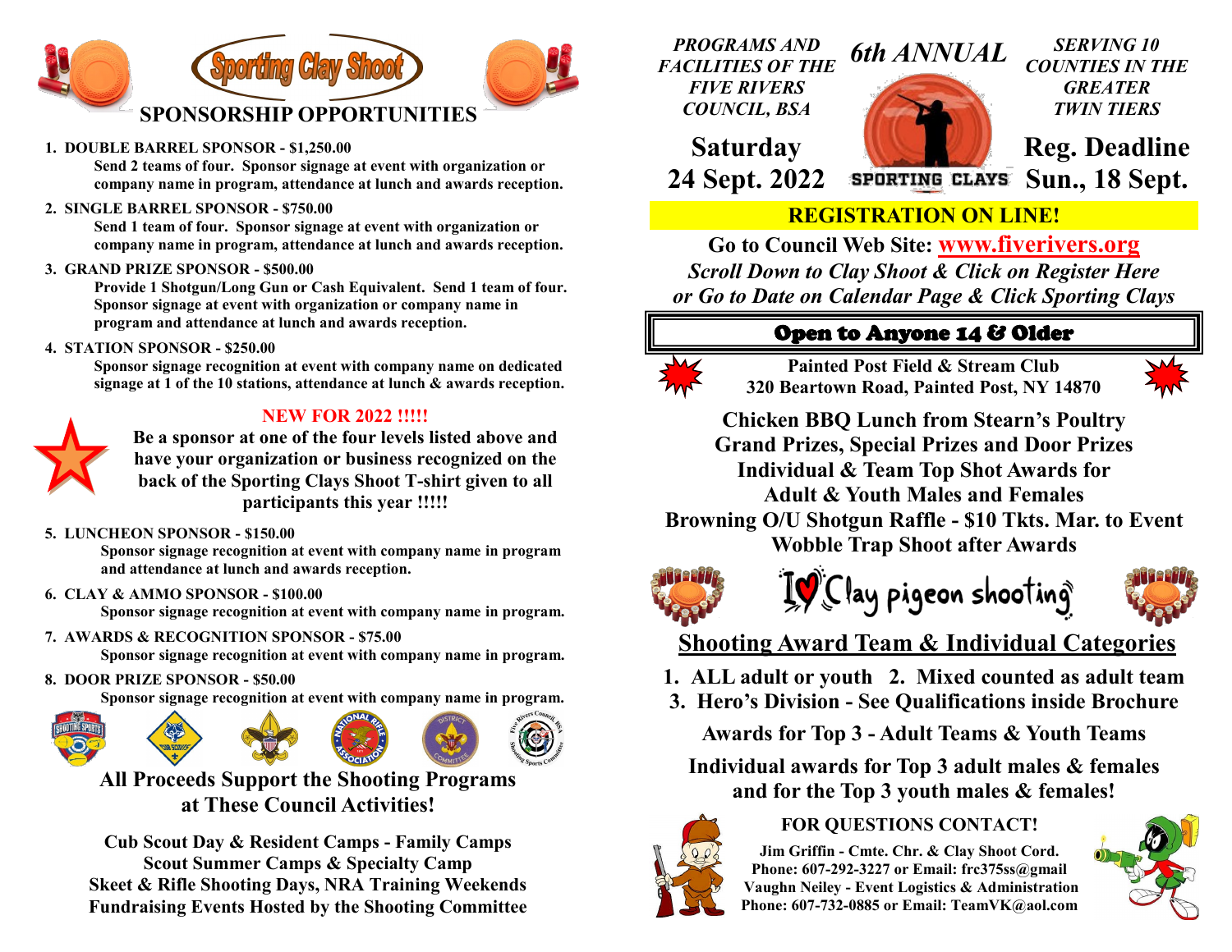# Sporting Clay Shoot

## SPONSORSHIP OPPORTUNITIES

1. **DOUBLE BARREL SPONSOR - $1,250.00**
   **Send 2 teams of four. Sponsor signage at event with organization or company name in program, attendance at lunch and awards reception.**
2. **SINGLE BARREL SPONSOR - $750.00**
   **Send 1 team of four. Sponsor signage at event with organization or company name in program, attendance at lunch and awards reception.**
3. **GRAND PRIZE SPONSOR - $500.00**
   **Provide 1 Shotgun/Long Gun or Cash Equivalent. Send 1 team of four. Sponsor signage at event with organization or company name in program and attendance at lunch and awards reception.**
4. **STATION SPONSOR - $250.00**
   **Sponsor signage recognition at event with company name on dedicated signage at 1 of the 10 stations, attendance at lunch & awards reception.**

**NEW FOR 2022 !!!!!**

**Be a sponsor at one of the four levels listed above and have your organization or business recognized on the back of the Sporting Clays Shoot T-shirt given to all participants this year !!!!!**

5. **LUNCHEON SPONSOR - $150.00**
   **Sponsor signage recognition at event with company name in program and attendance at lunch and awards reception.**
6. **CLAY & AMMO SPONSOR - $100.00**
   **Sponsor signage recognition at event with company name in program.**
7. **AWARDS & RECOGNITION SPONSOR - $75.00**
   **Sponsor signage recognition at event with company name in program.**
8. **DOOR PRIZE SPONSOR - $50.00**
   **Sponsor signage recognition at event with company name in program.**

**All Proceeds Support the Shooting Programs at These Council Activities!**

**Cub Scout Day & Resident Camps - Family Camps**
**Scout Summer Camps & Specialty Camp**
**Skeet & Rifle Shooting Days, NRA Training Weekends**
**Fundraising Events Hosted by the Shooting Committee**

---

***PROGRAMS AND FACILITIES OF THE FIVE RIVERS COUNCIL, BSA***

# *6th ANNUAL*

***SERVING 10 COUNTIES IN THE GREATER TWIN TIERS***

**Saturday 24 Sept. 2022**

SPORTING CLAYS

**Reg. Deadline Sun., 18 Sept.**

## REGISTRATION ON LINE!

**Go to Council Web Site: www.fiverivers.org**
***Scroll Down to Clay Shoot & Click on Register Here***
***or Go to Date on Calendar Page & Click Sporting Clays***

## Open to Anyone 14 & Older

**Painted Post Field & Stream Club**
**320 Beartown Road, Painted Post, NY 14870**

**Chicken BBQ Lunch from Stearn's Poultry**
**Grand Prizes, Special Prizes and Door Prizes**
**Individual & Team Top Shot Awards for Adult & Youth Males and Females**
**Browning O/U Shotgun Raffle - $10 Tkts. Mar. to Event**
**Wobble Trap Shoot after Awards**

I ♥ Clay pigeon shooting

## Shooting Award Team & Individual Categories

**1. ALL adult or youth 2. Mixed counted as adult team**
**3. Hero's Division - See Qualifications inside Brochure**

**Awards for Top 3 - Adult Teams & Youth Teams**

**Individual awards for Top 3 adult males & females and for the Top 3 youth males & females!**

**FOR QUESTIONS CONTACT!**

**Jim Griffin - Cmte. Chr. & Clay Shoot Cord.**
**Phone: 607-292-3227 or Email: frc375ss@gmail**
**Vaughn Neiley - Event Logistics & Administration**
**Phone: 607-732-0885 or Email: TeamVK@aol.com**